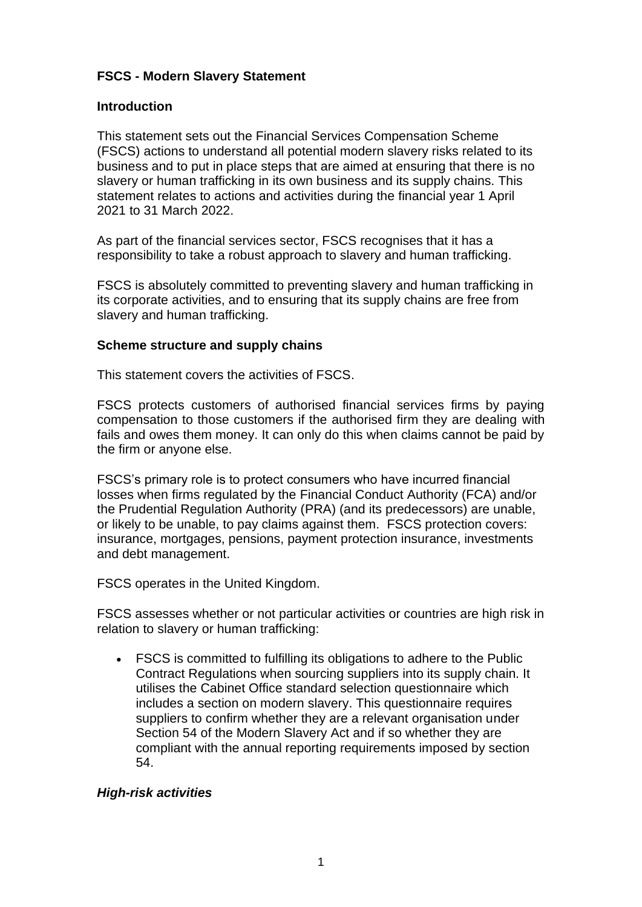## FSCS - Modern Slavery Statement

### Introduction

This statement sets out the Financial Services Compensation Scheme (FSCS) actions to understand all potential modern slavery risks related to its business and to put in place steps that are aimed at ensuring that there is no slavery or human trafficking in its own business and its supply chains. This statement relates to actions and activities during the financial year 1 April 2021 to 31 March 2022.

As part of the financial services sector, FSCS recognises that it has a responsibility to take a robust approach to slavery and human trafficking.

FSCS is absolutely committed to preventing slavery and human trafficking in its corporate activities, and to ensuring that its supply chains are free from slavery and human trafficking.

### Scheme structure and supply chains

This statement covers the activities of FSCS.

FSCS protects customers of authorised financial services firms by paying compensation to those customers if the authorised firm they are dealing with fails and owes them money. It can only do this when claims cannot be paid by the firm or anyone else.

FSCS's primary role is to protect consumers who have incurred financial losses when firms regulated by the Financial Conduct Authority (FCA) and/or the Prudential Regulation Authority (PRA) (and its predecessors) are unable, or likely to be unable, to pay claims against them. FSCS protection covers: insurance, mortgages, pensions, payment protection insurance, investments and debt management.

FSCS operates in the United Kingdom.

FSCS assesses whether or not particular activities or countries are high risk in relation to slavery or human trafficking:

- FSCS is committed to fulfilling its obligations to adhere to the Public Contract Regulations when sourcing suppliers into its supply chain. It utilises the Cabinet Office standard selection questionnaire which includes a section on modern slavery. This questionnaire requires suppliers to confirm whether they are a relevant organisation under Section 54 of the Modern Slavery Act and if so whether they are compliant with the annual reporting requirements imposed by section 54.

#### *High-risk activities*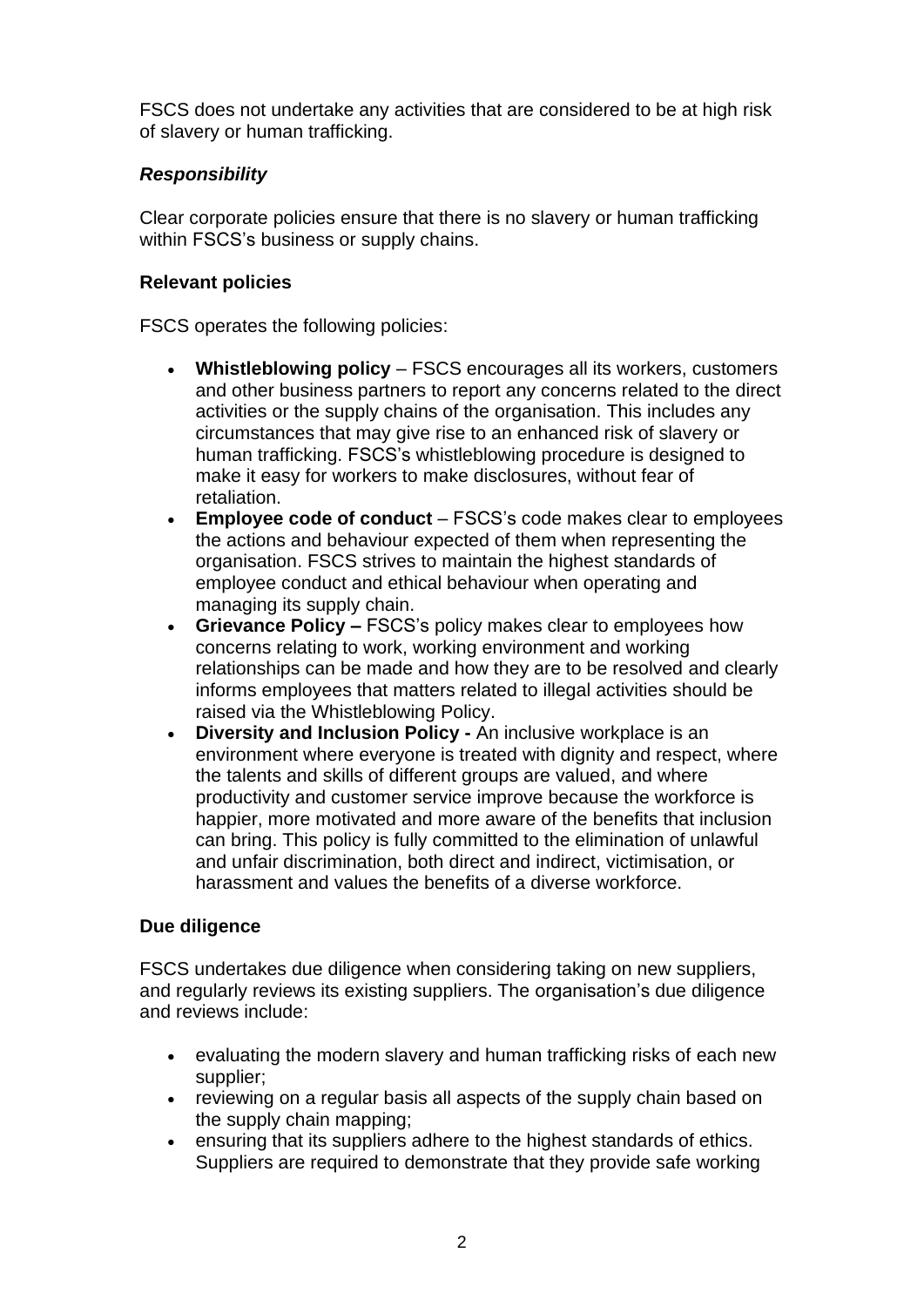FSCS does not undertake any activities that are considered to be at high risk of slavery or human trafficking.

### *Responsibility*

Clear corporate policies ensure that there is no slavery or human trafficking within FSCS's business or supply chains.

### Relevant policies

FSCS operates the following policies:

- **Whistleblowing policy** – FSCS encourages all its workers, customers and other business partners to report any concerns related to the direct activities or the supply chains of the organisation. This includes any circumstances that may give rise to an enhanced risk of slavery or human trafficking. FSCS's whistleblowing procedure is designed to make it easy for workers to make disclosures, without fear of retaliation.
- **Employee code of conduct** – FSCS's code makes clear to employees the actions and behaviour expected of them when representing the organisation. FSCS strives to maintain the highest standards of employee conduct and ethical behaviour when operating and managing its supply chain.
- **Grievance Policy –** FSCS's policy makes clear to employees how concerns relating to work, working environment and working relationships can be made and how they are to be resolved and clearly informs employees that matters related to illegal activities should be raised via the Whistleblowing Policy.
- **Diversity and Inclusion Policy -** An inclusive workplace is an environment where everyone is treated with dignity and respect, where the talents and skills of different groups are valued, and where productivity and customer service improve because the workforce is happier, more motivated and more aware of the benefits that inclusion can bring. This policy is fully committed to the elimination of unlawful and unfair discrimination, both direct and indirect, victimisation, or harassment and values the benefits of a diverse workforce.

### Due diligence

FSCS undertakes due diligence when considering taking on new suppliers, and regularly reviews its existing suppliers. The organisation's due diligence and reviews include:

- evaluating the modern slavery and human trafficking risks of each new supplier;
- reviewing on a regular basis all aspects of the supply chain based on the supply chain mapping;
- ensuring that its suppliers adhere to the highest standards of ethics. Suppliers are required to demonstrate that they provide safe working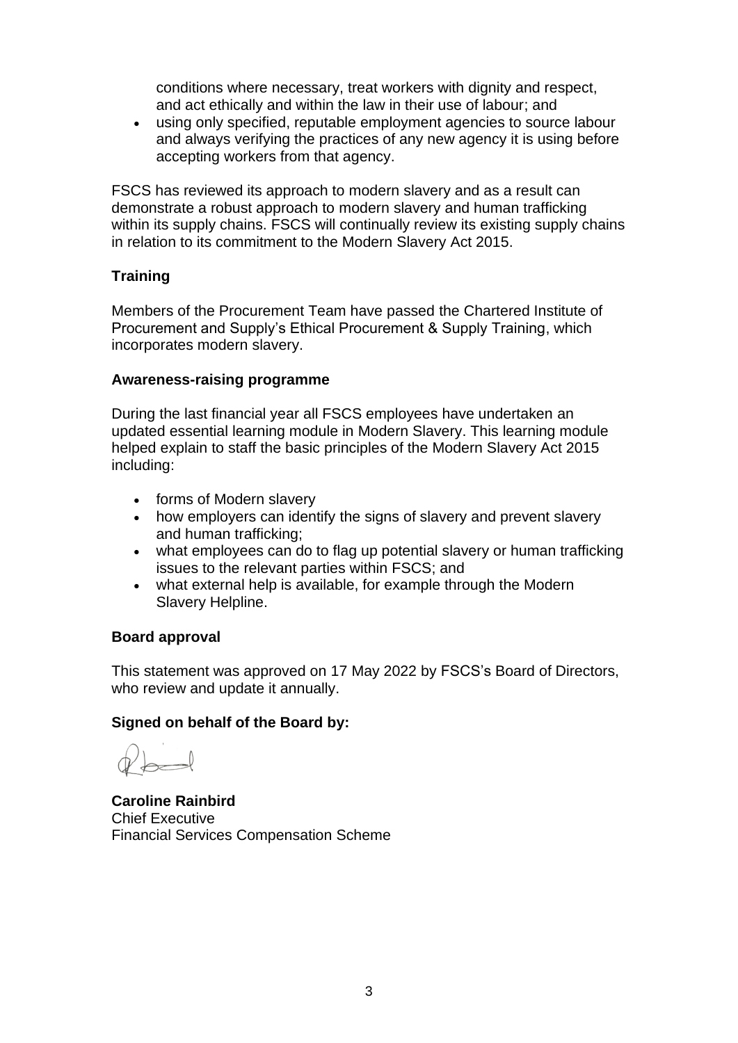conditions where necessary, treat workers with dignity and respect, and act ethically and within the law in their use of labour; and
- using only specified, reputable employment agencies to source labour and always verifying the practices of any new agency it is using before accepting workers from that agency.

FSCS has reviewed its approach to modern slavery and as a result can demonstrate a robust approach to modern slavery and human trafficking within its supply chains. FSCS will continually review its existing supply chains in relation to its commitment to the Modern Slavery Act 2015.

## Training

Members of the Procurement Team have passed the Chartered Institute of Procurement and Supply's Ethical Procurement & Supply Training, which incorporates modern slavery.

## Awareness-raising programme

During the last financial year all FSCS employees have undertaken an updated essential learning module in Modern Slavery. This learning module helped explain to staff the basic principles of the Modern Slavery Act 2015 including:

- forms of Modern slavery
- how employers can identify the signs of slavery and prevent slavery and human trafficking;
- what employees can do to flag up potential slavery or human trafficking issues to the relevant parties within FSCS; and
- what external help is available, for example through the Modern Slavery Helpline.

## Board approval

This statement was approved on 17 May 2022 by FSCS's Board of Directors, who review and update it annually.

**Signed on behalf of the Board by:**

**Caroline Rainbird**
Chief Executive
Financial Services Compensation Scheme